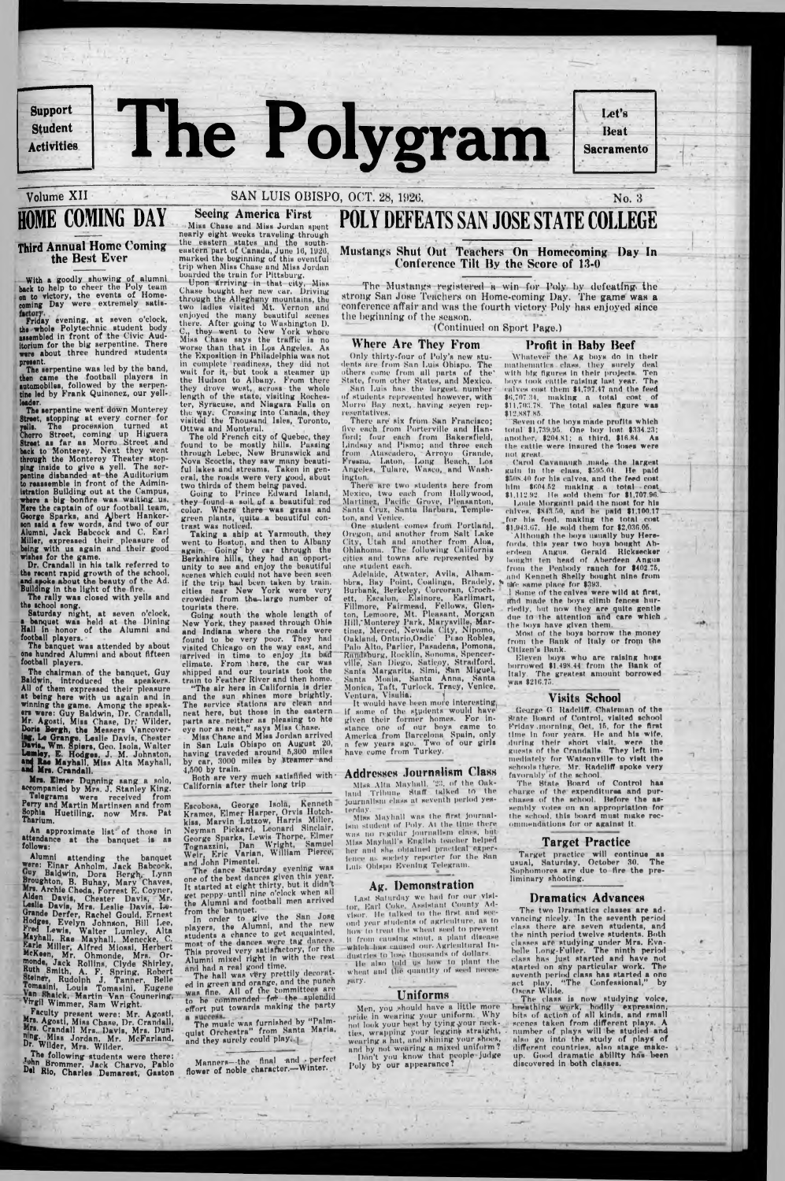Support Student Activities

# The Polygram

Let's Beat Sacramento

Volume XII — SAN LUIS OBISPO, OCT. 28, 1926. — No. 3

## HOME COMING DAY

### Third Annual Home Coming the Best Ever

With a goodly showing of alumni back to help to cheer the Poly team on to victory, the events of Home-coming Day were extremely satisfactory.

Friday evening, at seven o'clock, the whole Polytechnic student body assembled in front of the Civic Auditorium for the big serpentine. There were about three hundred students present.

The serpentine was led by the band, then came the football players in automobiles, followed by the serpentine led by Frank Quinonez, our yell-leader.

The serpentine went down Monterey Street, stopping at every corner for yells. The procession turned at Chorro Street, coming up Higuera Street as far as Morro Street and back to Monterey. Next they went through the Monterey Theater stopping inside to give a yell. The serpentine disbanded at the Auditorium to reassemble in front of the Administration Building out at the Campus, where a big bonfire was waiting us. Here the captain of our football team, George Sparks, and Albert Hankerson said a few words, and two of our Alumni, Jack Babcock and C. Earl Miller, expressed their pleasure of being with us again and their good wishes for the game.

Dr. Crandall in his talk referred to the recent rapid growth of the school, and spoke about the beauty of the Ad. Building in the light of the fire.

The rally was closed with yells and the school song.

Saturday night, at seven o'clock, a banquet was held at the Dining Hall in honor of the Alumni and football players.

The banquet was attended by about one hundred Alumni and about fifteen football players.

The chairman of the banquet, Guy Baldwin, introduced the speakers. All of them expressed their pleasure at being here with us again and in winning the game. Among the speakers were: Guy Baldwin, Dr. Crandall, Mr. Agosti, Miss Chase, Dr. Wilder, Doris Bergh, the Messers Vancovering, La Grange, Leslie Davis, Chester Davis, Wm. Spiers, Geo. Isola, Walter Lumley, E. Hodges, J. M. Johnston, and Rae Mayhall, Miss Alta Mayhall, and Mrs. Crandall.

Mrs. Elmer Dunning sang a solo, accompanied by Mrs. J. Stanley King.

Telegrams were received from Perry and Martin Martinsen and from Sophia Huetlling, now Mrs. Pat Tharium.

An approximate list of those in attendance at the banquet is as follows:

Alumni attending the banquet were: Einar Anholm, Jack Babcock, Guy Baldwin, Dora Bergh, Lynn Broughton, B. Buhay, Mary Chaves, Mrs. Archie Cheda, Forrest E. Coyner, Alden Davis, Chester Davis, Mr. Leslie Davis, Mrs. Leslie Davis, LaGrande Dertler, Rachel Gould, Ernest Hodges, Evelyn Johnson, Bill Lee, Fred Lewis, Walter Lumley, Alta Mayhall, Rae Mayhall, Menecke, C. Earle Miller, Alfred Miossi, Herbert McKeen, Mr. Ohmonde, Mrs. Ormonde, Jack Rollins, Clyde Shirley, Ruth Smith, A. F. Spring, Robert Steiner, Rudolph J. Tanner, Belle Tomasini, Louis Tomasini, Eugene Van Shaick, Martin Van Counering, Virgil Wimmer, Sam Wright.

Faculty present were: Mr. Agosti, Mrs. Agosti, Miss Chase, Dr. Crandall, Mrs. Crandall, Mrs. Davis, Mrs. Dunning, Miss Jordan, Mr. McFarland, Dr. Wilder, Mrs. Wilder.

The following students were there: John Brommer, Jack Charvo, Pablo Del Rio, Charles Demarest, Gaston Escobosa, George Isola, Kenneth Kramer, Elmer Harper, Orvis Hotchkiss, Marvin Lutsow, Harris Miller, Neyman Pickard, Leonard Sinclair, George Sparks, Lewis Thorpe, Elmer Tognazzini, Dan Wright, Samuel Weir, Eric Varian, William Pierce, and John Pimentel.

The dance Saturday evening was one of the best dances given this year. It started at eight thirty, but it didn't get peppy until nine o'clock when all the Alumni and football men arrived from the banquet.

In order to give the San Jose players, the Alumni, and the new students a chance to get acquainted, most of the dances were tag dances. This proved very satisfactory, for the Alumni mixed right in with the rest and had a real good time.

The hall was very prettily decorated in green and orange, and the punch was fine. All of the committees are to be commended for the splendid effort put towards making the party a success.

The music was furnished by "Palmquist Orchestra" from Santa Maria, and they surely could play.

## Seeing America First

Miss Chase and Miss Jordan spent nearly eight weeks traveling through the eastern states and the southeastern part of Canada, June 16, 1926, marked the beginning of this eventful trip when Miss Chase and Miss Jordan boarded the train for Pittsburg.

Upon arriving in that city, Miss Chase bought her new car. Driving through the Allegheny mountains, the two ladies visited Mt. Vernon and enjoyed the many beautiful scenes there. After going to Washington D. C., they went to New York where Miss Chase says the traffic is no worse than that in Los Angeles. As the Exposition in Philadelphia was not in complete readiness, they did not wait for it, but took a steamer up the Hudson to Albany. From there they drove west, across the whole length of the state, visiting Rochester, Syracuse, and Niagara Falls on the way. Crossing into Canada, they visited the Thousand Isles, Toronto, Ottawa and Montreal.

The old French city of Quebec, they found to be mostly hills. Passing through Lebec, New Brunswick and Nova Scotia, they saw many beautiful lakes and streams. Taken in general, the roads were very good, about two thirds of them being paved.

Going to Prince Edward Island, they found a soil of a beautiful red color. Where there was grass and green plants, quite a beautiful contrast was noticed.

Taking a ship at Yarmouth, they went to Boston, and then to Albany again. Going by car through the Berkshire hills, they had an opportunity to see and enjoy the beautiful scenes which could not have been seen if the trip had been taken by train. Cities near New York were very crowded from the large number of tourists there.

Going south the whole length of New York, they passed through Ohio and Indiana where the roads were found to be very poor. They had visited Chicago on the way east, and arrived in time to enjoy its bad climate. From there, the car was shipped and our tourists took the train to Feather River and then home.

"The air here in California is drier and the sun shines more brightly. The service stations are clean and neat here, but those in the eastern parts are neither as pleasing to hite eye nor as neat," says Miss Chase.

Miss Chase and Miss Jordan arrived in San Luis Obispo on August 20, having traveled around 5,300 miles by car, 3000 miles by steamer and 4,500 by train.

Both are very much satisfied with California after their long trip.

Manners—the final and perfect flower of noble character.—Winter.

## POLY DEFEATS SAN JOSE STATE COLLEGE

### Mustangs Shut Out Teachers On Homecoming Day In Conference Tilt By the Score of 13-0

The Mustangs registered a win for Poly by defeating the strong San Jose Teachers on Home-coming Day. The game was a conference affair and was the fourth victory Poly has enjoyed since the beginning of the season.

(Continued on Sport Page.)

### Where Are They From

Only thirty-four of Poly's new students are from San Luis Obispo. The others come from all parts of the State, from other States, and Mexico.

San Luis has the largest number of students represented however, with Morro Bay next, having seven representatives.

There are six from San Francisco; five each from Porterville and Hanford; four each from Bakersfield, Lindsay and Pismo; and three each from Atascadero, Arroyo Grande, Fresno, Laton, Long Beach, Los Angeles, Tulare, Wasco, and Washington.

There are two students here from Mexico, two each from Hollywood, Martinez, Pacific Grove, Pleasanton, Santa Cruz, Santa Barbara, Templeton, and Venice.

One student comes from Portland, Oregon, and another from Salt Lake City, Utah and another from Alva, Oklahoma. The following California cities and towns are represented by one student each.

Adelaide, Atwater, Avila, Alhambra, Bay Point, Coalinga, Bradely, Burbank, Berkeley, Corcoran, Crockett, Escalon, Elsinore, Earlimart, Fillmore, Fairmead, Fellows, Glenton, Lemoore, Mt. Pleasant, Morgan Hill, Monterey Park, Marysville, Martinez, Merced, Nevada City, Nipomo, Oakland, Ontario, Oadie, Paso Robles, Palo Alto, Parlier, Pasadena, Pomona, Ramsburg, Rocklin, Sonoma, Spencerville, San Diego, Saticoy, Stradford, Santa Margarita, Simi, San Miguel, Santa Monia, Santa Anna, Santa Monica, Taft, Turlock, Tracy, Venice, Ventura, Visalia.

It would have been more interesting, if some of the students would have given their former homes. For instance one of our boys came to America from Barcelona, Spain, only a few years ago. Two of our girls have come from Turkey.

### Addresses Journalism Class

Miss Alta Mayhall, '23, of the Oakland Tribune Staff talked to the journalism class at seventh period yesterday.

Miss Mayhall was the first journalism student of Poly. At the time there was no regular journalism class, but Miss Mayhall's English teacher helped her and she obtained practical experience as society reporter for the San Luis Obispo Evening Telegram.

### Ag. Demonstration

Last Saturday we had for our visitor, Earl Coke, Assistant County Advisor. He talked to the first and second year students of agriculture, as to how to treat the wheat seed to prevent it from causing smut, a plant disease which has caused our Agricultural Industries to lose thousands of dollars.

He also told us how to plant the wheat and the quantity of seed necessary.

### Uniforms

Men, you should have a little more pride in wearing your uniform. Why not look your best by tying your neckties, wrapping your leggins straight, wearing a hat, and shining your shoes, and by not wearing a mixed uniform?

Don't you know that people judge Poly by our appearance?

### Profit in Baby Beef

Whatever the Ag boys do in their mathematics class, they surely deal with big figures in their projects. Ten boys took cattle raising last year. The calves cost them $4,797.47 and the feed $6,707.34, making a total cost of $11,763.78. The total sales figure was $12,887.85.

Seven of the boys made profits which total $1,739.95. One boy lost $334.23; another, $204.81; a third, $16.84. As the cattle were insured the loses were not great.

Carol Cavannugh made the largest gain in the class, $505.04. He paid $508.40 for his calves, and the feed cost him $604.52 making a total cost $1,112.92. He sold them for $1,707.96.

Louie Morganti paid the most for his calves, $843.50, and he paid $1,100.17 for his feed, making the total cost $1,943.67. He sold them for $2,036.06.

Although the boys usually buy Herefords, this year two boys bought Aberdeen Angus. Gerald Rickseeker bought ten head of Aberdeen Angus from the Peabody ranch for $402.75, and Kenneth Shelly bought nine from the same place for $393.

Some of the calves were wild at first, and made the boys climb fences hurriedly, but now they are quite gentle due to the attention and care which the boys have given them.

Most of the boys borrow the money from the Bank of Italy or from the Citizen's Bank.

Eleven boys who are raising hogs borrowed $1,498.44 from the Bank of Italy. The greatest amount borrowed was $216.75.

### Visits School

George C. Radeliff, Chairman of the State Board of Control, visited school Friday morning, Oct. 15, for the first time in four years. He and his wife, during their short visit, were the guests of the Crandalls. They left immediately for Watsonville to visit the schools there. Mr. Radeliff spoke very favorably of the school.

The State Board of Control has charge of the expenditures and purchases of the school. Before the assembly votes on an appropriation for the school, this board must make recommendations for or against it.

### Target Practice

Target practice will continue as usual, Saturday, October 30. The Sophomores are due to fire the preliminary shooting.

### Dramatics Advances

The two Dramatics classes are advancing nicely. In the seventh period class there are seven students, and the ninth period twelve students. Both classes are studying under Mrs. Evabelle Long-Fuller. The ninth period class has just started and have not started on any particular work. The seventh period class has started a one act play, "The Confessional," by Oscar Wilde.

The class is now studying voice, breathing work, bodily expression, bits of action of all kinds, and small scenes taken from different plays. A number of plays will be studied and also go into the study of plays of different countries, also stage make-up. Good dramatic ability has been discovered in both classes.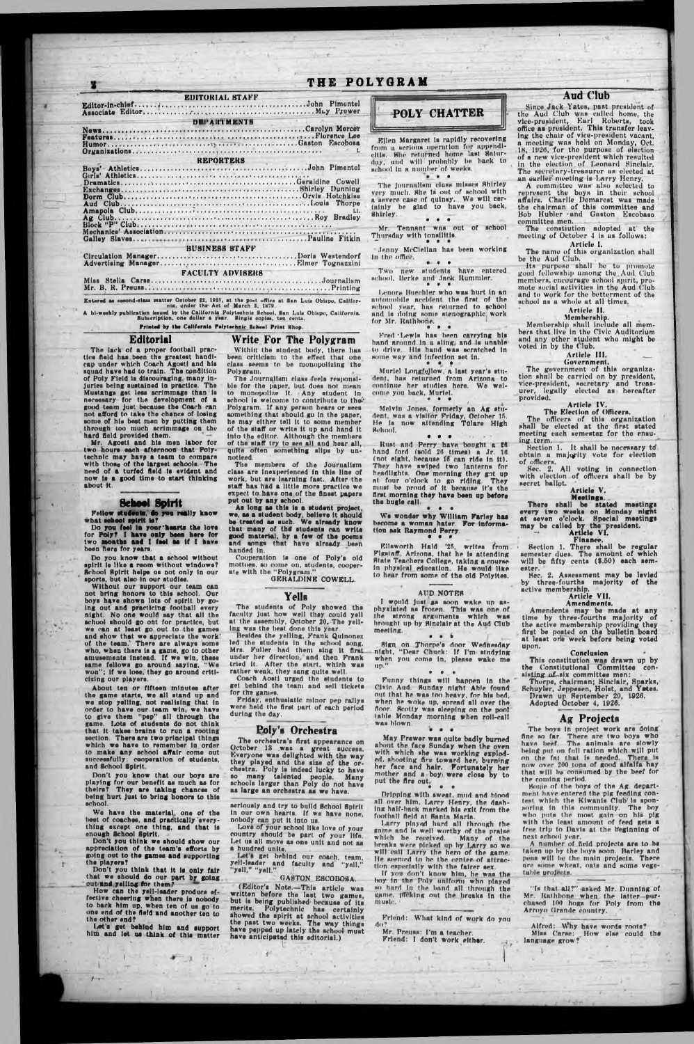# THE POLYGRAM

## EDITORIAL STAFF

Editor-in-chief....John Pimentel
Associate Editor....May Prewer

### DEPARTMENTS

News....Carolyn Mercer
Features....Florence Lee
Humor....Gaston Escobosa
Organizations....L

### REPORTERS

Boys' Athletics....John Pimentel
Girls' Athletics....
Dramatics....Geraldine Cowell
Exchanges....Shirley Dunning
Dorm Club....Orvis Hotchkiss
Aud Club....Louis Thorpe
Amapola Club....Ll.
Ag Club....Roy Bradley
Block "P" Club....
Mechanics' Association....
Galley Slaves....Pauline Fitkin

### BUSINESS STAFF

Circulation Manager....Doris Westendorf
Advertising Manager....Elmer Tognazzini

### FACULTY ADVISERS

Miss Stella Carse....Journalism
Mr. B. R. Preuss....Printing

Entered as second-class matter October 22, 1926, at the post office at San Luis Obispo, California, under the Act of March 3, 1879.

A bi-weekly publication issued by the California Polytechnic School, San Luis Obispo, California. Subscription, one dollar a year. Single copies, ten cents.

Printed by the California Polytechnic School Print Shop.

## Editorial

The lack of a proper football practice field has been the greatest handicap under which Coach Agosti and his squad have had to train. The condition of Poly Field is discouraging, many injuries being sustained in practice. The Mustangs get less scrimmage than is necessary for the development of a good team just because the Coach can not afford to take the chance of losing some of his best men by putting them through too much scrimmage on the hard field provided them.

Mr. Agosti and his men labor for two hours each afternoon that Polytechnic may have a team to compare with those of the largest schools. The need of a turfed field is evident and now is a good time to start thinking about it.

## School Spirit

Fellow students, do you really know what school spirit is?

Do you feel in your hearts the love for Poly? I have only been here for two months and I feel as if I have been here for years.

Do you know that a school without spirit is like a room without windows? School Spirit helps us not only in our sports, but also in our studies.

Without our support our team can not bring honors to this school. Our boys have shown lots of spirit by going out and practicing football every night. No one would say that all the school should go out for practice, but we can at least go out to the games and show that we appreciate the work of the team. There are always some who, when there is a game, go to other amusements instead. If we win, these same fellows go around saying, "We won"; if we lose, they go around criticizing our players.

About ten or fifteen minutes after the game starts, we all stand up and we stop yelling, not realizing that in order to have our team win, we have to give them "pep" all through the game. Lots of students do not think that it takes brains to run a rooting section. There are two principal things which we have to remember in order to make any school affair come out successfully: cooperation of students, and School Spirit.

Don't you know that our boys are playing for our benefit as much as for theirs? They are taking chances of being hurt just to bring honors to this school.

We have the material, one of the best of coaches, and practically everything except one thing, and that is enough School Spirit.

Don't you think we should show our appreciation of the team's efforts by going out to the games and supporting the players?

Don't you think that it is only fair that we should do our part by going out and yelling for them?

How can the yell-leader produce effective cheering when there is nobody to back him up, when ten of us go to one end of the field and another ten to the other end?

Let's get behind him and support him and let us think of this matter seriously and try to build School Spirit in our own hearts. If we have none, nobody can put it into us.

Love of your school like love of your country should be part of your life. Let us all move as one unit and not as a hundred units.

Let's get behind our coach, team, yell-leader and faculty and "yell," "yell," "yell."

GASTON ESCOBOSA.

(Editor's Note.—This article was written before the last two games, but is being published because of its merits. Polytechnic has certainly showed the spirit at school activities the past two weeks. The way things have pepped up lately the school must have anticipated this editorial.)

## Write For The Polygram

Within the student body, there has been criticism to the effect that one class seems to be monopolizing the Polygram.

The Journalism class feels responsible for the paper, but does not mean to monopolize it. Any student in school is welcome to contribute to the Polygram. If any person hears or sees something that should go in the paper, he may either tell it to some member of the staff or write it up and hand it into the editor. Although the members of the staff try to see all and hear all, quite often something slips by unnoticed.

The members of the Journalism class are inexperienced in this line of work, but are learning fast. After the staff has had a little more practice we expect to have one of the finest papers put out by any school.

As long as this is a student project, we, as a student body, believe it should be treated as such. We already know that many of the students can write good material, by a few of the poems and songs that have already been handed in.

Cooperation is one of Poly's old mottoes, so come on, students, cooperate with the "Polygram."

GERALDINE COWELL.

## Yells

The students of Poly showed the faculty just how well they could yell at the assembly, October 20. The yelling was the best done this year.

Besides the yelling, Frank Quinonez led the students in the school song. Mrs. Fuller had them sing it first under her direction, and then Frank tried it. After the start, which was rather weak, they sang quite well.

Coach Aosti urged the students to get behind the team and sell tickets for the games.

Friday, enthusiastic minor pep rallys were held the first part of each period during the day.

## Poly's Orchestra

The orchestra's first appearance on October 13 was a great success. Everyone was delighted with the way they played and the size of the orchestra. Poly is indeed lucky to have so many talented people. Many schools larger than Poly do not have as large an orchestra as we have.

## POLY CHATTER

Ellen Margaret is rapidly recovering from a serious operation for appendicitis. She returned home last Saturday, and will probably be back to school in a number of weeks.

• • •

The journalism class misses Shirley very much. She is out of school with a severe case of quinsy. We will certainly be glad to have you back, Shirley.

• • •

Mr. Tennant was out of school Thursday with tonsilitis.

• • •

Jenny McClellan has been working in the office.

• • •

Two new students have entered school, Berke and Jack Rummler.

• • •

Lenora Buechler who was hurt in an automobile accident the first of the school year, has returned to school and is doing some stenographic work for Mr. Rathbone.

• • •

Fred Lewis has been carrying his hand around in a sling, and is unable to drive. His hand was scratched in some way and infection set in.

• • •

Muriel Longfellow, a last year's student, has returned from Arizona to continue her studies here. We welcome you back, Muriel.

• • •

Melvin Jones, formerly an Ag student, was a visitor Friday, October 15. He is now attending Tulare High School.

• • •

Rust and Perry have bought a 2d hand ford (sold 26 times) a Jr. 16 (not eight, because 16 can ride in it). They have swiped two lanterns for headlights. One morning they got up at four o'clock to go riding. They must be proud of it because it's the first morning they have been up before the bugle call.

• • •

We wonder why William Farley has become a woman hater. For information ask Raymond Perry.

• • •

Ellsworth Hald '25, writes from Flagstaff, Arizona, that he is attending State Teachers College, taking a course in physical education. He would like to hear from some of the old Polyites.

### AUD NOTES

I would just as soon wake up asphyxiated as frozen. This was one of the strong arguments which was brought up by Sinclair at the Aud Club meeting.

• • •

Sign on Thorpe's door Wednesday night, "Dear Chuck: If I'm studying when you come in, please wake me up."

• • •

Funny things will happen in the Civic Aud. Sunday night Able found out that he was too heavy for his bed, when he woke up, spread all over the floor. Scotty was sleeping on the pool table Monday morning when roll-call was blown.

• • •

May Prewer was quite badly burned about the face Sunday when the oven with which she was working exploded, shooting fire toward her, burning her face and hair. Fortunately her mother and a boy were close by to put the fire out.

• • •

Dripping with sweat, mud and blood all over him, Larry Henry, the dashing half-back marked his exit from the football field at Santa Maria.

Larry played hard all through the game and is well worthy of the praise which he received. Many of the breaks were picked up by Larry so we will call Larry the hero of the game. He seemed to be the center of attraction especially with the fairer sex.

If you don't know him, he was the boy in the Poly uniform who played so hard in the band all through the game, picking out the breaks in the music.

• • •

Friend: What kind of work do you do?

Mr. Preuss: I'm a teacher.

Friend: I don't work either.

## Aud Club

Since Jack Yates, past president of the Aud Club was called home, the vice-president, Earl Roberts, took office as president. This transfer leaving the chair of vice-president vacant, a meeting was held on Monday, Oct. 18, 1926, for the purpose of election of a new vice-president which resulted in the election of Leonard Sinclair. The secretary-treasurer as elected at an earlier meeting is Larry Henry.

A committee was also selected to represent the boys in their school affairs. Charlie Demarest was made the chairman of this committee and Bob Hubler and Gaston Escobosa committee men.

The constitution adopted at the meeting of October 4 is as follows:

**Article I.**

The name of this organization shall be the Aud Club.

Its purpose shall be to promote good fellowship among the Aud Club members, encourage school spirit, promote social activities in the Aud Club and to work for the betterment of the school as a whole at all times.

**Article II.**

**Membership.**

Membership shall include all members that live in the Civic Auditorium and any other student who might be voted in by the Club.

**Article III.**

**Government.**

The government of this organization shall be carried on by president, vice-president, secretary and treasurer, legally elected as hereafter provided.

**Article IV.**

**The Election of Officers.**

The officers of this organization shall be elected at the first stated meeting each semester for the ensuing term.

Section 1. It shall be necessary to obtain a majority vote for election of officers.

Sec. 2. All voting in connection with election of officers shall be by secret ballot.

**Article V.**

**Meetings.**

There shall be stated meetings every two weeks on Monday night at seven o'clock. Special meetings may be called by the president.

**Article VI.**

**Finance.**

Section 1. There shall be regular semester dues. The amount of which will be fifty cents ($.50) each semester.

Sec. 2. Assessment may be levied by three-fourths majority of the active membership.

**Article VII.**

**Amendments.**

Amendents may be made at any time by three-fourths majority of the active membership providing they first be posted on the bulletin board at least one week before being voted upon.

**Conclusion**

This constitution was drawn up by the Constitutional Committee consisting of six committee men:

Thorpe, chairman; Sinclair, Sparks, Schuyler, Jeppesen, Holst, and Yates.

Drawn up September 29, 1926.

Adopted October 4, 1926.

## Ag Projects

The boys in project work are doing fine so far. There are two boys who have beef. The animals are slowly being put on full ration which will put on the fat that is needed. There is now over 200 tons of good alfalfa hay that will be consumed by the beef for the coming period.

Some of the boys of the Ag. department have entered the pig feeding contest which the Kiwanis Club is sponsoring in this community. The boy who puts the most gain on his pig with the least amount of feed gets a free trip to Davis at the beginning of next school year.

A number of field projects are to be taken up by the boys soon. Barley and peas will be the main projects. There are some wheat, oats and some vegetable projects.

• • •

"Is that all?" asked Mr. Dunning of Mr. Rathbone when the latter purchased 100 hogs for Poly from the Arroyo Grande country.

• • •

Alfred: Why have words roots?

Miss Carse: How else could the language grow?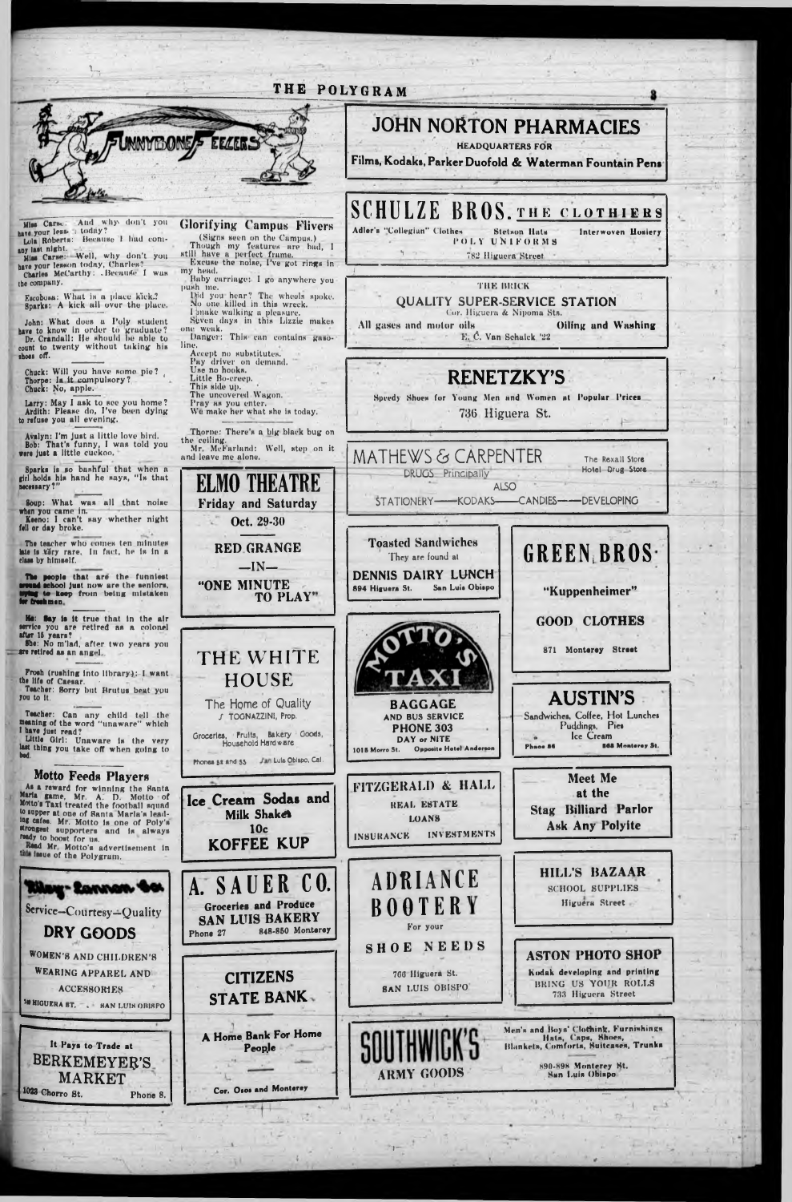## FUNNYBONE FEELERS

Miss Carse: And why don't you have your lesson today?
Lola Roberts: Because I had company last night.
Miss Carse: Well, why don't you have your lesson today, Charles?
Charles McCarthy: Because I was the company.

Escobosa: What is a place kick?
Sparks: A kick all over the place.

John: What does a Poly student have to know in order to graduate?
Dr. Crandall: He should be able to count to twenty without taking his shoes off.

Chuck: Will you have some pie?
Thorpe: Is it compulsory?
Chuck: No, apple.

Larry: May I ask to see you home?
Ardith: Please do, I've been dying to refuse you all evening.

Avalyn: I'm just a little love bird.
Bob: That's funny, I was told you were just a little cuckoo.

Sparks is so bashful that when a girl holds his hand he says, "Is that necessary?"

Soup: What was all that noise when you came in.
Keeno: I can't say whether night fell or day broke.

The teacher who comes ten minutes late is very rare. In fact, he is in a class by himself.

The people that are the funniest around school just now are the seniors, trying to keep from being mistaken for freshmen.

He: Say is it true that in the air service you are retired as a colonel after 15 years?
She: No m'lad, after two years you are retired as an angel.

Frosh (rushing into library): I want the life of Caesar.
Teacher: Sorry but Brutus beat you to it.

Teacher: Can any child tell the meaning of the word "unaware" which I have just read?
Little Girl: Unaware is the very last thing you take off when going to bed.

### Motto Feeds Players

As a reward for winning the Santa Maria game, Mr. A. D. Motto of Motto's Taxi treated the football squad to supper at one of Santa Maria's leading cafes. Mr. Motto is one of Poly's strongest supporters and is always ready to boost for us.

Read Mr. Motto's advertisement in this issue of the Polygram.

### Glorifying Campus Flivers

(Signs seen on the Campus.)

Though my features are bad, I still have a perfect frame.
Excuse the noise, I've got rings in my head.
Baby carriage: I go anywhere you push me.
Did you hear? The wheels spoke.
No one killed in this wreck.
I make walking a pleasure.
Seven days in this Lizzie makes one weak.
Danger: This can contains gasoline.
Accept no substitutes.
Pay driver on demand.
Use no hooks.
Little Bo-creep.
This side up.
The uncovered Wagon.
Pray as you enter.
We make her what she is today.

Thorne: There's a big black bug on the ceiling.
Mr. McFarland: Well, step on it and leave me alone.

---

**JOHN NORTON PHARMACIES**
HEADQUARTERS FOR
Films, Kodaks, Parker Duofold & Waterman Fountain Pens

**SCHULZE BROS. THE CLOTHIERS**
Adler's "Collegian" Clothes — Stetson Hats — Interwoven Hosiery
POLY UNIFORMS
782 Higuera Street

THE BRICK
**QUALITY SUPER-SERVICE STATION**
Cor. Higuera & Nipomo Sts.
All gases and motor oils — Oiling and Washing
E. C. Van Schaick '22

**RENETZKY'S**
Speedy Shoes for Young Men and Women at Popular Prices
736 Higuera St.

**MATHEWS & CARPENTER**
The Rexall Store — Hotel Drug Store
DRUGS Principally
ALSO
STATIONERY—KODAKS—CANDIES—DEVELOPING

**ELMO THEATRE**
Friday and Saturday
Oct. 29-30
RED GRANGE
—IN—
"ONE MINUTE TO PLAY"

**THE WHITE HOUSE**
The Home of Quality
J. TOGNAZZINI, Prop.
Groceries, Fruits, Bakery Goods, Household Hardware
Phones 52 and 53 — San Luis Obispo, Cal.

**Ice Cream Sodas and Milk Shakes**
10c
**KOFFEE KUP**

**A. SAUER CO.**
Groceries and Produce
SAN LUIS BAKERY
Phone 27 — 848-850 Monterey

**CITIZENS STATE BANK**
A Home Bank For Home People
Cor. Osos and Monterey

**Riley-Crowe Co.**
Service—Courtesy—Quality
**DRY GOODS**
WOMEN'S AND CHILDREN'S WEARING APPAREL AND ACCESSORIES
HIGUERA ST. — SAN LUIS OBISPO

It Pays to Trade at
**BERKEMEYER'S MARKET**
1023 Chorro St. — Phone 8.

Toasted Sandwiches
They are found at
**DENNIS DAIRY LUNCH**
894 Higuera St. — San Luis Obispo

**MOTTO'S TAXI**
BAGGAGE AND BUS SERVICE
PHONE 303
DAY or NITE
1018 Morro St. — Opposite Hotel Anderson

**FITZGERALD & HALL**
REAL ESTATE
LOANS
INSURANCE — INVESTMENTS

**ADRIANCE BOOTERY**
For your
SHOE NEEDS
760 Higuera St.
SAN LUIS OBISPO

**GREEN BROS.**
"Kuppenheimer"
GOOD CLOTHES
871 Monterey Street

**AUSTIN'S**
Sandwiches, Coffee, Hot Lunches
Puddings, Pies
Ice Cream
Phone 86 — 868 Monterey St.

Meet Me at the
**Stag Billiard Parlor**
Ask Any Polyite

**HILL'S BAZAAR**
SCHOOL SUPPLIES
Higuera Street

**ASTON PHOTO SHOP**
Kodak developing and printing
BRING US YOUR ROLLS
733 Higuera Street

**SOUTHWICK'S**
ARMY GOODS
Men's and Boys' Clothing, Furnishings
Hats, Caps, Shoes,
Blankets, Comforts, Suitcases, Trunks
890-898 Monterey St.
San Luis Obispo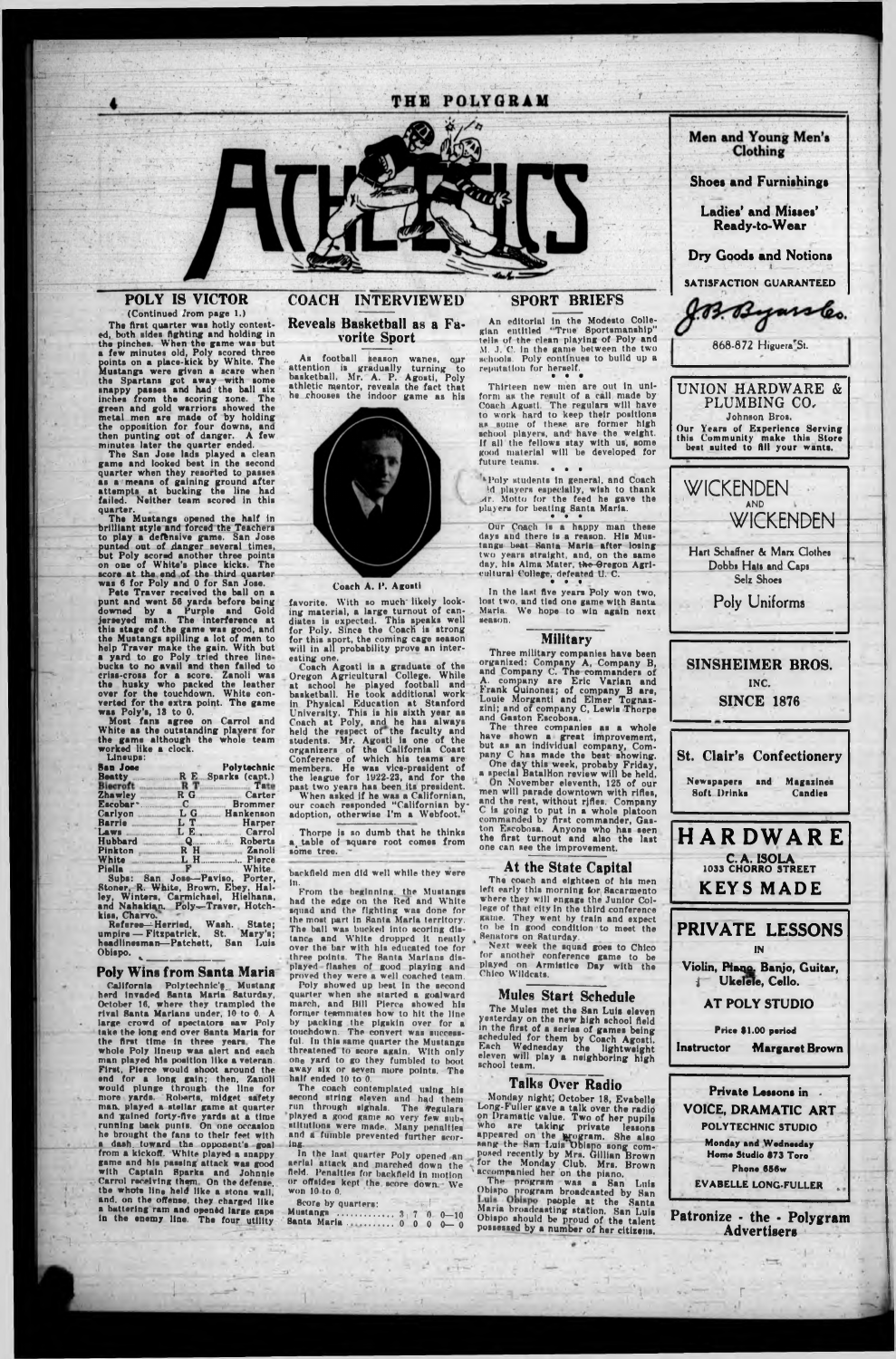# ATHLETICS

## POLY IS VICTOR

(Continued from page 1.)

The first quarter was hotly contested, both sides fighting and holding in the pinches. When the game was but a few minutes old, Poly scored three points on a place-kick by White. The Mustangs were given a scare when the Spartans got away with some snappy passes and had the ball six inches from the scoring zone. The green and gold warriors showed the metal men are made of by holding the opposition for four downs, and then punting out of danger. A few minutes later the quarter ended.

The San Jose lads played a clean game and looked best in the second quarter when they resorted to passes as a means of gaining ground after attempts at bucking the line had failed. Neither team scored in this quarter.

The Mustangs opened the half in brilliant style and forced the Teachers to play a defensive game. San Jose punted out of danger several times, but Poly scored another three points on one of White's place kicks. The score at the end of the third quarter was 6 for Poly and 0 for San Jose.

Pete Traver received the ball on a punt and went 56 yards before being downed by a Purple and Gold jerseyed man. The interference at this stage of the game was good, and the Mustangs spilling a lot of men to help Traver make the gain. With but a yard to go Poly tried three line-bucks to no avail and then failed to criss-cross for a score. Zanoli was the husky who packed the leather over for the touchdown. White converted for the extra point. The game was Poly's, 13 to 0.

Most fans agree on Carrol and White as the outstanding players for the game although the whole team worked like a clock.

Lineups:

| San Jose | | Polytechnic |
|---|---|---|
| Beatty | R E | Sparks (capt.) |
| Biecroft | R T | Tate |
| Zhawley | R G | Carter |
| Escobar | C | Brommer |
| Carlyon | L G | Hankenson |
| Barris | L T | Harper |
| Laws | L E | Carrol |
| Hubbard | Q | Roberts |
| Pinkton | R H | Zanoli |
| White | L H | Pierce |
| Piella | F | White |

Subs: San Jose—Paviso, Porter, Stoner, R. White, Brown, Ebey, Halley, Winters, Carmichael, Hielhana, and Nahakian. Poly—Traver, Hotchkiss, Charvo.

Referee—Herried, Wash. State; umpire — Fitzpatrick, St. Mary's; headlinesman—Patchett, San Luis Obispo.

## Poly Wins from Santa Maria

California Polytechnic's Mustang herd invaded Santa Maria Saturday, October 16, where they trampled the rival Santa Marians under, 10 to 0. A large crowd of spectators saw Poly take the long end over Santa Maria for the first time in three years. The whole Poly lineup was alert and each man played his position like a veteran. First, Pierce would shoot around the end for a long gain; then, Zanoli would plunge through the line for more yards. Roberts, midget safety man, played a stellar game at quarter and gained forty-five yards at a time running back punts. On one occasion he brought the fans to their feet with a dash toward the opponent's goal from a kickoff. White played a snappy game and his passing attack was good with Captain Sparks and Johnnie Carrol receiving them. On the defense, the whole line held like a stone wall, and, on the offense, they charged like a battering ram and opened large gaps in the enemy line. The four utility backfield men did well while they were in.

From the beginning, the Mustangs had the edge on the Red and White squad and the fighting was done for the most part in Santa Maria territory. The ball was bucked into scoring distance and White dropped it neatly over the bar with his educated toe for three points. The Santa Marians displayed flashes of good playing and proved they were a well coached team.

Poly showed up best in the second quarter when she started a goalward march, and Bill Pierce showed his former teammates how to hit the line by packing the pigskin over for a touchdown. The convert was successful. In this same quarter the Mustangs threatened to score again. With only one yard to go they fumbled to boot away six or seven more points. The half ended 10 to 0.

The coach contemplated using his second string eleven and had them run through signals. The regulars played a good game so very few substitutions were made. Many penalties and a fumble prevented further scoring.

In the last quarter Poly opened an aerial attack and marched down the field. Penalties for backfield in motion or offsides kept the score down. We won 10 to 0.

Score by quarters:

| | | | | | |
|---|---|---|---|---|---|
| Mustangs | 3 | 7 | 0 | 0 | —10 |
| Santa Maria | 0 | 0 | 0 | 0 | — 0 |

## COACH INTERVIEWED

### Reveals Basketball as a Favorite Sport

As football season wanes, our attention is gradually turning to basketball. Mr. A. P. Agosti, Poly athletic mentor, reveals the fact that he chooses the indoor game as his favorite. With so much likely looking material, a large turnout of candidates is expected. This speaks well for Poly. Since the Coach is strong for this sport, the coming cage season will in all probability prove an interesting one.

Coach A. P. Agosti

Coach Agosti is a graduate of the Oregon Agricultural College. While at school he played football and basketball. He took additional work in Physical Education at Stanford University. This is his sixth year as Coach at Poly, and he has always held the respect of the faculty and students. Mr. Agosti is one of the organizers of the California Coast Conference of which his teams are members. He was vice-president of the league for 1922-23, and for the past two years has been its president.

When asked if he was a Californian, our coach responded "Californian by adoption, otherwise I'm a Webfoot."

Thorpe is so dumb that he thinks a table of square root comes from some tree.

## SPORT BRIEFS

An editorial in the Modesto Collegian entitled "True Sportsmanship" tells of the clean playing of Poly and M. J. C. in the game between the two schools. Poly continues to build up a reputation for herself.

\* \* \*

Thirteen new men are out in uniform as the result of a call made by Coach Agosti. The regulars will have to work hard to keep their positions as some of these are former high school players, and have the weight. If all the fellows stay with us, some good material will be developed for future teams.

\* \* \*

Poly students in general, and Coach and players especially, wish to thank Mr. Motto for the feed he gave the players for beating Santa Maria.

\* \* \*

Our Coach is a happy man these days and there is a reason. His Mustangs beat Santa Maria after losing two years straight, and, on the same day, his Alma Mater, the Oregon Agricultural College, defeated U. C.

\* \* \*

In the last five years Poly won two, lost two, and tied one game with Santa Maria. We hope to win again next season.

## Military

Three military companies have been organized: Company A, Company B, and Company C. The commanders of A. company are Eric Varian and Frank Quinonez; of company B are, Louie Morganti and Elmer Tognazzini; and of company C, Lewis Thorpe and Gaston Escobosa.

The three companies as a whole have shown a great improvement, but as an individual company, Company C has made the best showing.

One day this week, probaby Friday, a special Batallion review will be held.

On November eleventh, 125 of our men will parade downtown with rifles, and the rest, without rifles. Company C is going to put in a whole platoon commanded by first commander, Gaston Escobosa. Anyone who has seen the first turnout and also the last one can see the improvement.

## At the State Capital

The coach and eighteen of his men left early this morning for Sacramento where they will engage the Junior College of that city in the third conference game. They went by train and expect to be in good condition to meet the Senators on Saturday.

Next week the squad goes to Chico for another conference game to be played on Armistice Day with the Chico Wildcats.

## Mules Start Schedule

The Mules met the San Luis eleven yesterday on the new high school field in the first of a series of games being scheduled for them by Coach Agosti. Each Wednesday the lightweight eleven will play a neighboring high school team.

## Talks Over Radio

Monday night, October 18, Evabelle Long-Fuller gave a talk over the radio on Dramatic value. Two of her pupils who are taking private lessons appeared on the program. She also sang the San Luis Obispo song composed recently by Mrs. Gillian Brown for the Monday Club. Mrs. Brown accompanied her on the piano.

The program was a San Luis Obispo program broadcasted by San Luis Obispo people at the Santa Maria broadcasting station. San Luis Obispo should be proud of the talent possessed by a number of her citizens.

---

**Men and Young Men's Clothing**

**Shoes and Furnishings**

**Ladies' and Misses' Ready-to-Wear**

**Dry Goods and Notions**

**SATISFACTION GUARANTEED**

J. B. Byars Co.

868-872 Higuera St.

---

**UNION HARDWARE & PLUMBING CO.**

Johnson Bros.

Our Years of Experience Serving this Community make this Store best suited to fill your wants.

---

**WICKENDEN AND WICKENDEN**

Hart Schaffner & Marx Clothes
Dobbs Hats and Caps
Selz Shoes

Poly Uniforms

---

**SINSHEIMER BROS. INC.**

**SINCE 1876**

---

**St. Clair's Confectionery**

Newspapers and Magazines
Soft Drinks Candies

---

**HARDWARE**

**C. A. ISOLA**
**1033 CHORRO STREET**

**KEYS MADE**

---

**PRIVATE LESSONS**

IN

Violin, Piano, Banjo, Guitar, Ukelele, Cello.

**AT POLY STUDIO**

Price $1.00 period

Instructor Margaret Brown

---

**Private Lessons in VOICE, DRAMATIC ART**

**POLYTECHNIC STUDIO**

Monday and Wednesday
Home Studio 873 Toro
Phone 656w

**EVABELLE LONG-FULLER**

---

**Patronize - the - Polygram Advertisers**